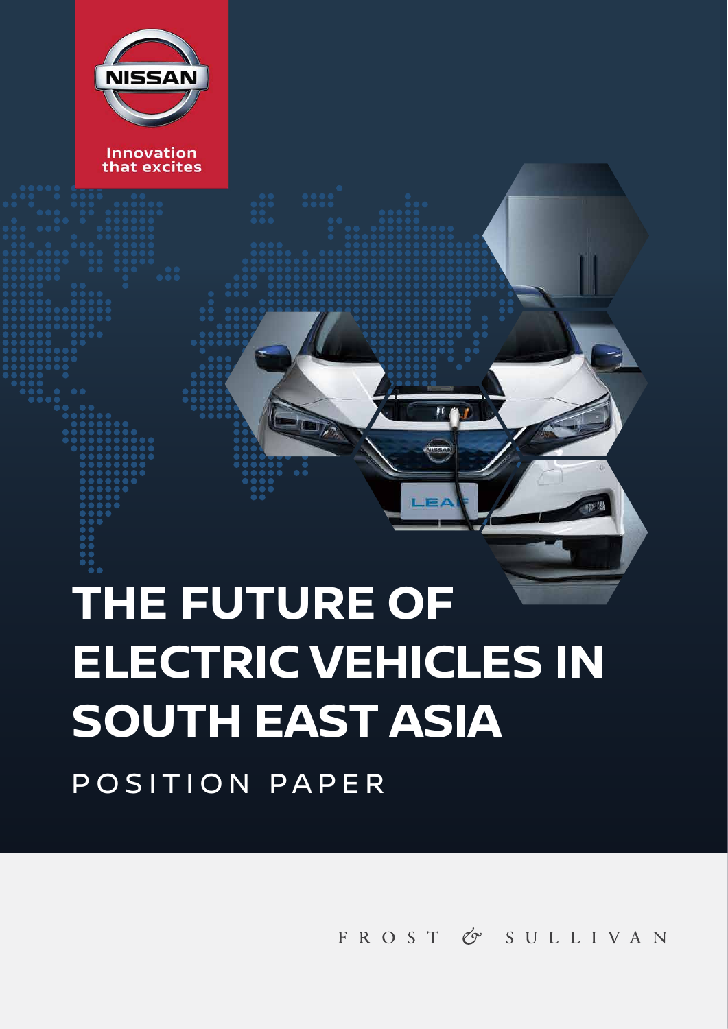NISSAN

Innovation that excites

# THE FUTURE OF ELECTRIC VEHICLES IN SOUTH EAST ASIA

## POSITION PAPER

FROST & SULLIVAN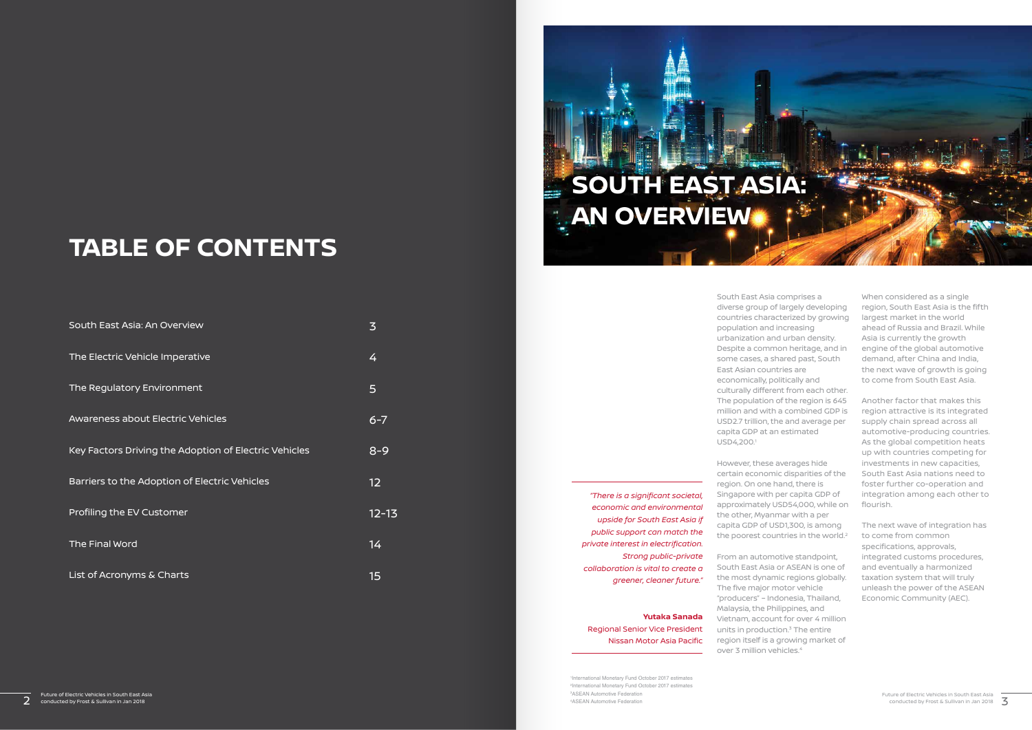# TABLE OF CONTENTS

| | |
|---|---|
| South East Asia: An Overview | 3 |
| The Electric Vehicle Imperative | 4 |
| The Regulatory Environment | 5 |
| Awareness about Electric Vehicles | 6-7 |
| Key Factors Driving the Adoption of Electric Vehicles | 8-9 |
| Barriers to the Adoption of Electric Vehicles | 12 |
| Profiling the EV Customer | 12-13 |
| The Final Word | 14 |
| List of Acronyms & Charts | 15 |

# SOUTH EAST ASIA: AN OVERVIEW

*"There is a significant societal, economic and environmental upside for South East Asia if public support can match the private interest in electrification. Strong public-private collaboration is vital to create a greener, cleaner future."*

**Yutaka Sanada**
Regional Senior Vice President
Nissan Motor Asia Pacific

South East Asia comprises a diverse group of largely developing countries characterized by growing population and increasing urbanization and urban density. Despite a common heritage, and in some cases, a shared past, South East Asian countries are economically, politically and culturally different from each other. The population of the region is 645 million and with a combined GDP is USD2.7 trillion, the and average per capita GDP at an estimated USD4,200.[1]

However, these averages hide certain economic disparities of the region. On one hand, there is Singapore with per capita GDP of approximately USD54,000, while on the other, Myanmar with a per capita GDP of USD1,300, is among the poorest countries in the world.[2]

From an automotive standpoint, South East Asia or ASEAN is one of the most dynamic regions globally. The five major motor vehicle "producers" – Indonesia, Thailand, Malaysia, the Philippines, and Vietnam, account for over 4 million units in production.[3] The entire region itself is a growing market of over 3 million vehicles.[4]

When considered as a single region, South East Asia is the fifth largest market in the world ahead of Russia and Brazil. While Asia is currently the growth engine of the global automotive demand, after China and India, the next wave of growth is going to come from South East Asia.

Another factor that makes this region attractive is its integrated supply chain spread across all automotive-producing countries. As the global competition heats up with countries competing for investments in new capacities, South East Asia nations need to foster further co-operation and integration among each other to flourish.

The next wave of integration has to come from common specifications, approvals, integrated customs procedures, and eventually a harmonized taxation system that will truly unleash the power of the ASEAN Economic Community (AEC).

[1] International Monetary Fund October 2017 estimates
[2] International Monetary Fund October 2017 estimates
[3] ASEAN Automotive Federation
[4] ASEAN Automotive Federation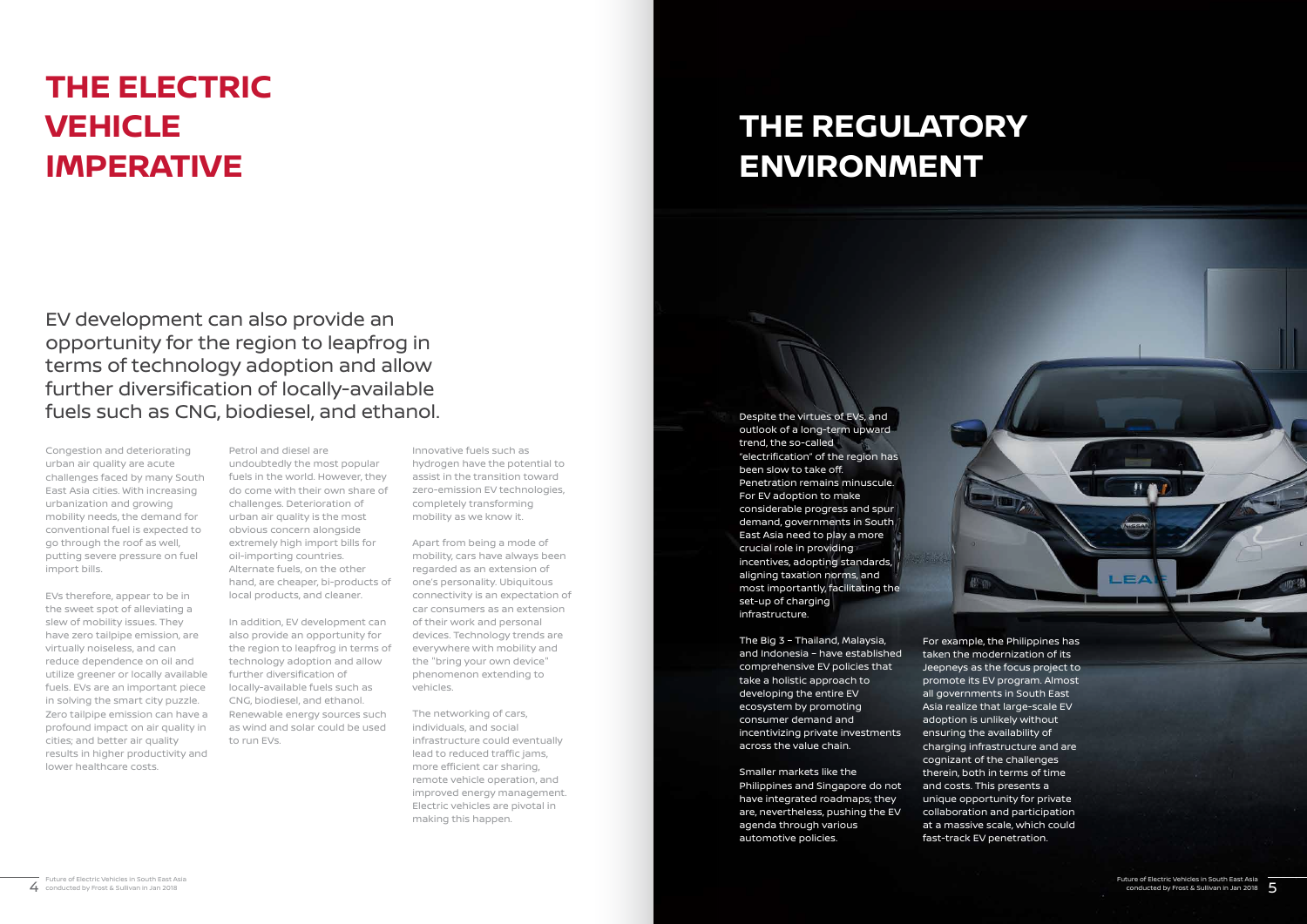# THE ELECTRIC VEHICLE IMPERATIVE

EV development can also provide an opportunity for the region to leapfrog in terms of technology adoption and allow further diversification of locally-available fuels such as CNG, biodiesel, and ethanol.

Congestion and deteriorating urban air quality are acute challenges faced by many South East Asia cities. With increasing urbanization and growing mobility needs, the demand for conventional fuel is expected to go through the roof as well, putting severe pressure on fuel import bills.

EVs therefore, appear to be in the sweet spot of alleviating a slew of mobility issues. They have zero tailpipe emission, are virtually noiseless, and can reduce dependence on oil and utilize greener or locally available fuels. EVs are an important piece in solving the smart city puzzle. Zero tailpipe emission can have a profound impact on air quality in cities; and better air quality results in higher productivity and lower healthcare costs.

Petrol and diesel are undoubtedly the most popular fuels in the world. However, they do come with their own share of challenges. Deterioration of urban air quality is the most obvious concern alongside extremely high import bills for oil-importing countries. Alternate fuels, on the other hand, are cheaper, bi-products of local products, and cleaner.

In addition, EV development can also provide an opportunity for the region to leapfrog in terms of technology adoption and allow further diversification of locally-available fuels such as CNG, biodiesel, and ethanol. Renewable energy sources such as wind and solar could be used to run EVs.

Innovative fuels such as hydrogen have the potential to assist in the transition toward zero-emission EV technologies, completely transforming mobility as we know it.

Apart from being a mode of mobility, cars have always been regarded as an extension of one's personality. Ubiquitous connectivity is an expectation of car consumers as an extension of their work and personal devices. Technology trends are everywhere with mobility and the "bring your own device" phenomenon extending to vehicles.

The networking of cars, individuals, and social infrastructure could eventually lead to reduced traffic jams, more efficient car sharing, remote vehicle operation, and improved energy management. Electric vehicles are pivotal in making this happen.

# THE REGULATORY ENVIRONMENT

Despite the virtues of EVs, and outlook of a long-term upward trend, the so-called "electrification" of the region has been slow to take off. Penetration remains minuscule. For EV adoption to make considerable progress and spur demand, governments in South East Asia need to play a more crucial role in providing incentives, adopting standards, aligning taxation norms, and most importantly, facilitating the set-up of charging infrastructure.

The Big 3 – Thailand, Malaysia, and Indonesia – have established comprehensive EV policies that take a holistic approach to developing the entire EV ecosystem by promoting consumer demand and incentivizing private investments across the value chain.

Smaller markets like the Philippines and Singapore do not have integrated roadmaps; they are, nevertheless, pushing the EV agenda through various automotive policies.

For example, the Philippines has taken the modernization of its Jeepneys as the focus project to promote its EV program. Almost all governments in South East Asia realize that large-scale EV adoption is unlikely without ensuring the availability of charging infrastructure and are cognizant of the challenges therein, both in terms of time and costs. This presents a unique opportunity for private collaboration and participation at a massive scale, which could fast-track EV penetration.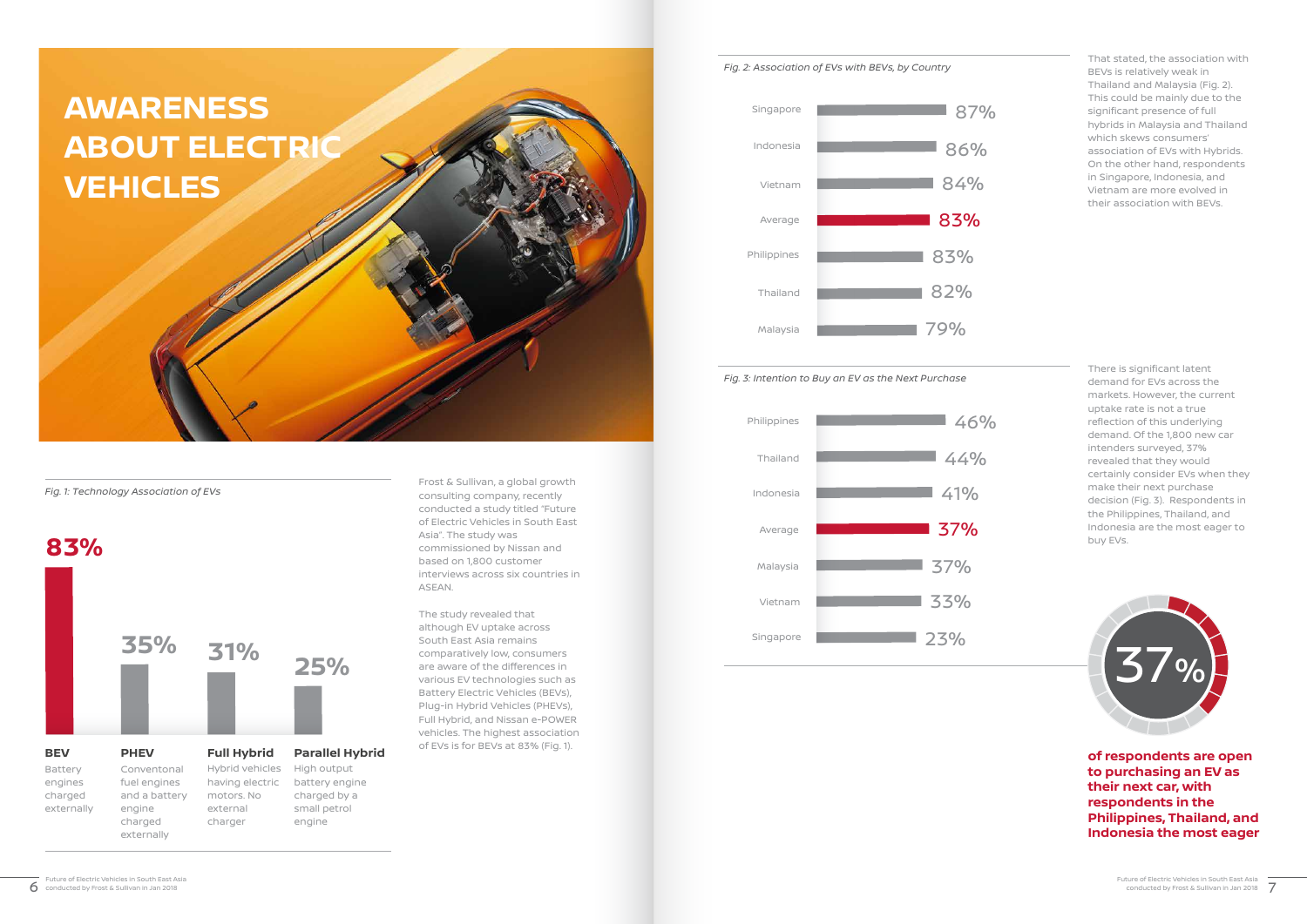# AWARENESS ABOUT ELECTRIC VEHICLES

*Fig. 1: Technology Association of EVs*

| Technology | Description | Association |
|---|---|---|
| **BEV** | Battery engines charged externally | 83% |
| **PHEV** | Conventonal fuel engines and a battery engine charged externally | 35% |
| **Full Hybrid** | Hybrid vehicles having electric motors. No external charger | 31% |
| **Parallel Hybrid** | High output battery engine charged by a small petrol engine | 25% |

Frost & Sullivan, a global growth consulting company, recently conducted a study titled "Future of Electric Vehicles in South East Asia". The study was commissioned by Nissan and based on 1,800 customer interviews across six countries in ASEAN.

The study revealed that although EV uptake across South East Asia remains comparatively low, consumers are aware of the differences in various EV technologies such as Battery Electric Vehicles (BEVs), Plug-in Hybrid Vehicles (PHEVs), Full Hybrid, and Nissan e-POWER vehicles. The highest association of EVs is for BEVs at 83% (Fig. 1).

*Fig. 2: Association of EVs with BEVs, by Country*

| Country | Association |
|---|---|
| Singapore | 87% |
| Indonesia | 86% |
| Vietnam | 84% |
| Average | 83% |
| Philippines | 83% |
| Thailand | 82% |
| Malaysia | 79% |

That stated, the association with BEVs is relatively weak in Thailand and Malaysia (Fig. 2). This could be mainly due to the significant presence of full hybrids in Malaysia and Thailand which skews consumers' association of EVs with Hybrids. On the other hand, respondents in Singapore, Indonesia, and Vietnam are more evolved in their association with BEVs.

*Fig. 3: Intention to Buy an EV as the Next Purchase*

| Country | Intention |
|---|---|
| Philippines | 46% |
| Thailand | 44% |
| Indonesia | 41% |
| Average | 37% |
| Malaysia | 37% |
| Vietnam | 33% |
| Singapore | 23% |

There is significant latent demand for EVs across the markets. However, the current uptake rate is not a true reflection of this underlying demand. Of the 1,800 new car intenders surveyed, 37% revealed that they would certainly consider EVs when they make their next purchase decision (Fig. 3). Respondents in the Philippines, Thailand, and Indonesia are the most eager to buy EVs.

37%

**of respondents are open to purchasing an EV as their next car, with respondents in the Philippines, Thailand, and Indonesia the most eager**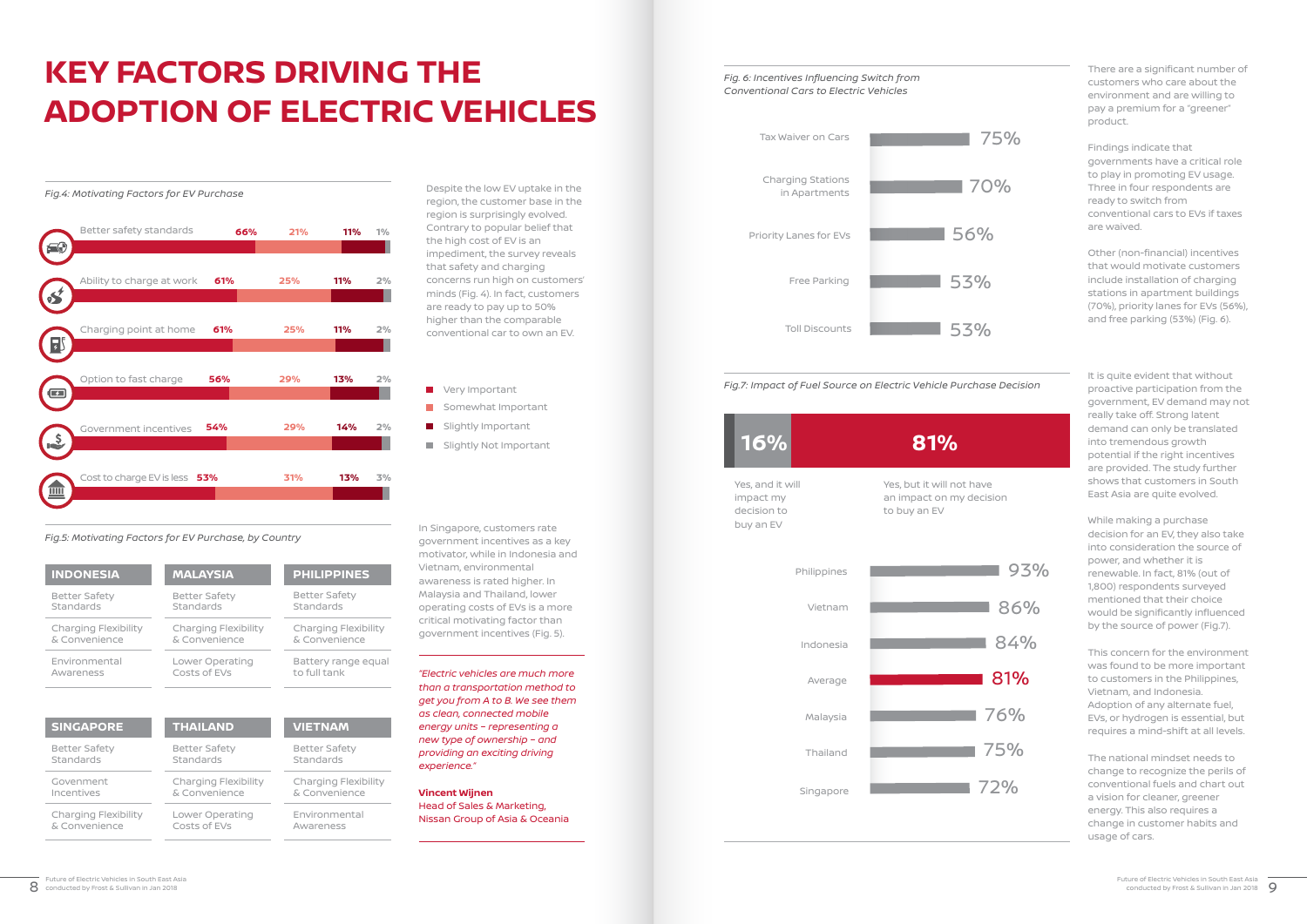# KEY FACTORS DRIVING THE ADOPTION OF ELECTRIC VEHICLES

*Fig.4: Motivating Factors for EV Purchase*

| Factor | Very Important | Somewhat Important | Slightly Important | Slightly Not Important |
|---|---|---|---|---|
| Better safety standards | 66% | 21% | 11% | 1% |
| Ability to charge at work | 61% | 25% | 11% | 2% |
| Charging point at home | 61% | 25% | 11% | 2% |
| Option to fast charge | 56% | 29% | 13% | 2% |
| Government incentives | 54% | 29% | 14% | 2% |
| Cost to charge EV is less | 53% | 31% | 13% | 3% |

Despite the low EV uptake in the region, the customer base in the region is surprisingly evolved. Contrary to popular belief that the high cost of EV is an impediment, the survey reveals that safety and charging concerns run high on customers' minds (Fig. 4). In fact, customers are ready to pay up to 50% higher than the comparable conventional car to own an EV.

*Fig.5: Motivating Factors for EV Purchase, by Country*

| INDONESIA | MALAYSIA | PHILIPPINES |
|---|---|---|
| Better Safety Standards | Better Safety Standards | Better Safety Standards |
| Charging Flexibility & Convenience | Charging Flexibility & Convenience | Charging Flexibility & Convenience |
| Environmental Awareness | Lower Operating Costs of EVs | Battery range equal to full tank |

| SINGAPORE | THAILAND | VIETNAM |
|---|---|---|
| Better Safety Standards | Better Safety Standards | Better Safety Standards |
| Govenment Incentives | Charging Flexibility & Convenience | Charging Flexibility & Convenience |
| Charging Flexibility & Convenience | Lower Operating Costs of EVs | Environmental Awareness |

In Singapore, customers rate government incentives as a key motivator, while in Indonesia and Vietnam, environmental awareness is rated higher. In Malaysia and Thailand, lower operating costs of EVs is a more critical motivating factor than government incentives (Fig. 5).

*"Electric vehicles are much more than a transportation method to get you from A to B. We see them as clean, connected mobile energy units – representing a new type of ownership – and providing an exciting driving experience."*

**Vincent Wijnen**
Head of Sales & Marketing,
Nissan Group of Asia & Oceania

*Fig. 6: Incentives Influencing Switch from Conventional Cars to Electric Vehicles*

| Incentive | % |
|---|---|
| Tax Waiver on Cars | 75% |
| Charging Stations in Apartments | 70% |
| Priority Lanes for EVs | 56% |
| Free Parking | 53% |
| Toll Discounts | 53% |

There are a significant number of customers who care about the environment and are willing to pay a premium for a "greener" product.

Findings indicate that governments have a critical role to play in promoting EV usage. Three in four respondents are ready to switch from conventional cars to EVs if taxes are waived.

Other (non-financial) incentives that would motivate customers include installation of charging stations in apartment buildings (70%), priority lanes for EVs (56%), and free parking (53%) (Fig. 6).

*Fig.7: Impact of Fuel Source on Electric Vehicle Purchase Decision*

| Yes, and it will impact my decision to buy an EV | Yes, but it will not have an impact on my decision to buy an EV |
|---|---|
| 16% | 81% |

| Country | % |
|---|---|
| Philippines | 93% |
| Vietnam | 86% |
| Indonesia | 84% |
| Average | 81% |
| Malaysia | 76% |
| Thailand | 75% |
| Singapore | 72% |

It is quite evident that without proactive participation from the government, EV demand may not really take off. Strong latent demand can only be translated into tremendous growth potential if the right incentives are provided. The study further shows that customers in South East Asia are quite evolved.

While making a purchase decision for an EV, they also take into consideration the source of power, and whether it is renewable. In fact, 81% (out of 1,800) respondents surveyed mentioned that their choice would be significantly influenced by the source of power (Fig.7).

This concern for the environment was found to be more important to customers in the Philippines, Vietnam, and Indonesia. Adoption of any alternate fuel, EVs, or hydrogen is essential, but requires a mind-shift at all levels.

The national mindset needs to change to recognize the perils of conventional fuels and chart out a vision for cleaner, greener energy. This also requires a change in customer habits and usage of cars.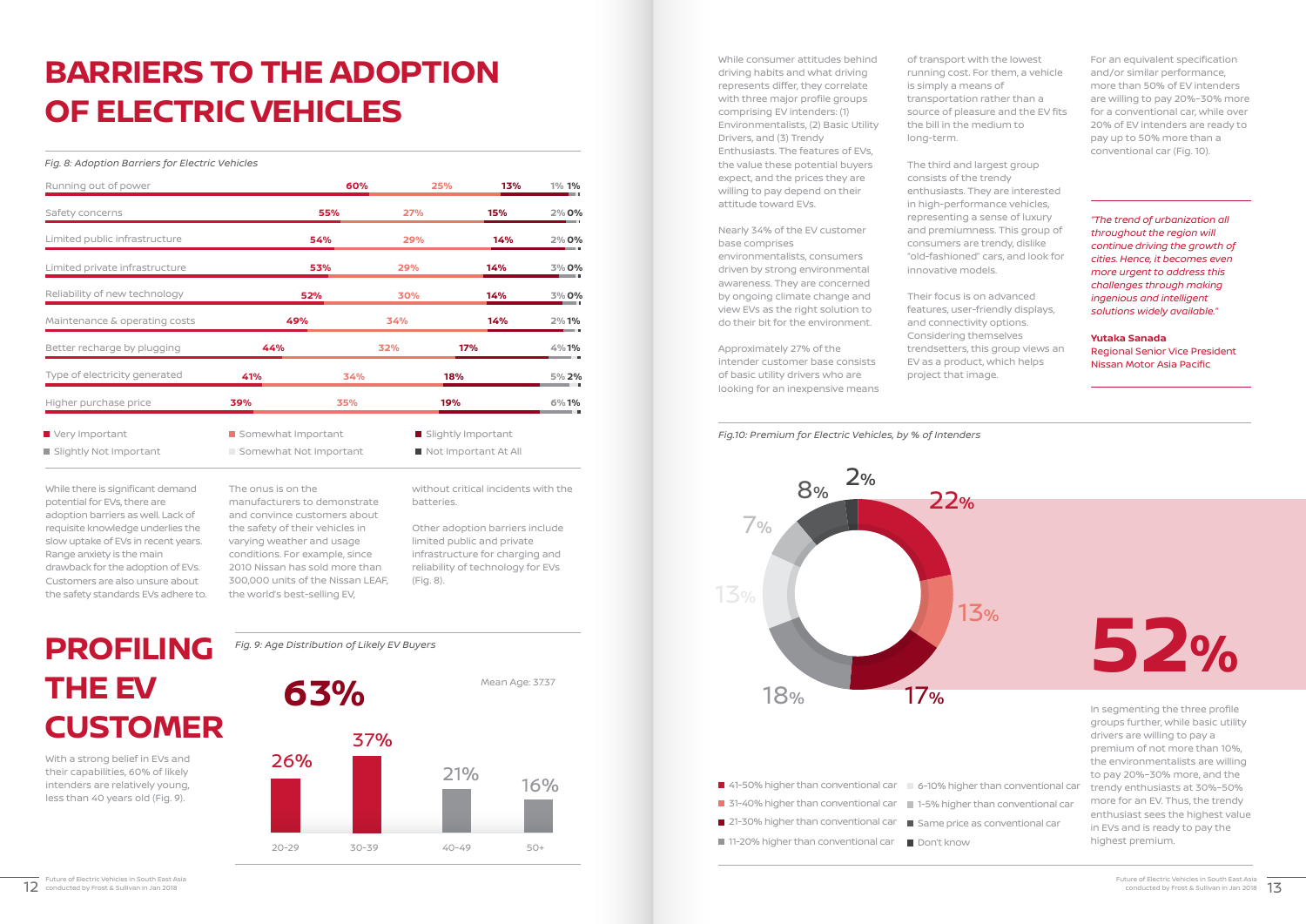# BARRIERS TO THE ADOPTION OF ELECTRIC VEHICLES

*Fig. 8: Adoption Barriers for Electric Vehicles*

| Barrier | Very Important | Somewhat Important | Slightly Important | Slightly Not Important | Not Important At All |
|---|---|---|---|---|---|
| Running out of power | 60% | 25% | 13% | 1% | 1% |
| Safety concerns | 55% | 27% | 15% | 2% | 0% |
| Limited public infrastructure | 54% | 29% | 14% | 2% | 0% |
| Limited private infrastructure | 53% | 29% | 14% | 3% | 0% |
| Reliability of new technology | 52% | 30% | 14% | 3% | 0% |
| Maintenance & operating costs | 49% | 34% | 14% | 2% | 1% |
| Better recharge by plugging | 44% | 32% | 17% | 4% | 1% |
| Type of electricity generated | 41% | 34% | 18% | 5% | 2% |
| Higher purchase price | 39% | 35% | 19% | 6% | 1% |

Legend: Very Important, Somewhat Important, Slightly Important, Slightly Not Important, Somewhat Not Important, Not Important At All

While there is significant demand potential for EVs, there are adoption barriers as well. Lack of requisite knowledge underlies the slow uptake of EVs in recent years. Range anxiety is the main drawback for the adoption of EVs. Customers are also unsure about the safety standards EVs adhere to. The onus is on the manufacturers to demonstrate and convince customers about the safety of their vehicles in varying weather and usage conditions. For example, since 2010 Nissan has sold more than 300,000 units of the Nissan LEAF, the world's best-selling EV, without critical incidents with the batteries.

Other adoption barriers include limited public and private infrastructure for charging and reliability of technology for EVs (Fig. 8).

# PROFILING THE EV CUSTOMER

With a strong belief in EVs and their capabilities, 60% of likely intenders are relatively young, less than 40 years old (Fig. 9).

*Fig. 9: Age Distribution of Likely EV Buyers*

**63%**

Mean Age: 37.37

| Age | Share |
|---|---|
| 20-29 | 26% |
| 30-39 | 37% |
| 40-49 | 21% |
| 50+ | 16% |

While consumer attitudes behind driving habits and what driving represents differ, they correlate with three major profile groups comprising EV intenders: (1) Environmentalists, (2) Basic Utility Drivers, and (3) Trendy Enthusiasts. The features of EVs, the value these potential buyers expect, and the prices they are willing to pay depend on their attitude toward EVs.

Nearly 34% of the EV customer base comprises environmentalists, consumers driven by strong environmental awareness. They are concerned by ongoing climate change and view EVs as the right solution to do their bit for the environment.

Approximately 27% of the intender customer base consists of basic utility drivers who are looking for an inexpensive means of transport with the lowest running cost. For them, a vehicle is simply a means of transportation rather than a source of pleasure and the EV fits the bill in the medium to long-term.

The third and largest group consists of the trendy enthusiasts. They are interested in high-performance vehicles, representing a sense of luxury and premiumness. This group of consumers are trendy, dislike "old-fashioned" cars, and look for innovative models.

Their focus is on advanced features, user-friendly displays, and connectivity options. Considering themselves trendsetters, this group views an EV as a product, which helps project that image.

For an equivalent specification and/or similar performance, more than 50% of EV intenders are willing to pay 20%-30% more for a conventional car, while over 20% of EV intenders are ready to pay up to 50% more than a conventional car (Fig. 10).

*"The trend of urbanization all throughout the region will continue driving the growth of cities. Hence, it becomes even more urgent to address this challenges through making ingenious and intelligent solutions widely available."*

**Yutaka Sanada**
Regional Senior Vice President
Nissan Motor Asia Pacific

*Fig.10: Premium for Electric Vehicles, by % of Intenders*

| Premium | % of Intenders |
|---|---|
| 41-50% higher than conventional car | 22% |
| 31-40% higher than conventional car | 13% |
| 21-30% higher than conventional car | 17% |
| 11-20% higher than conventional car | 18% |
| 6-10% higher than conventional car | 13% |
| 1-5% higher than conventional car | 7% |
| Same price as conventional car | 8% |
| Don't know | 2% |

**52%**

In segmenting the three profile groups further, while basic utility drivers are willing to pay a premium of not more than 10%, the environmentalists are willing to pay 20%-30% more, and the trendy enthusiasts at 30%-50% more for an EV. Thus, the trendy enthusiast sees the highest value in EVs and is ready to pay the highest premium.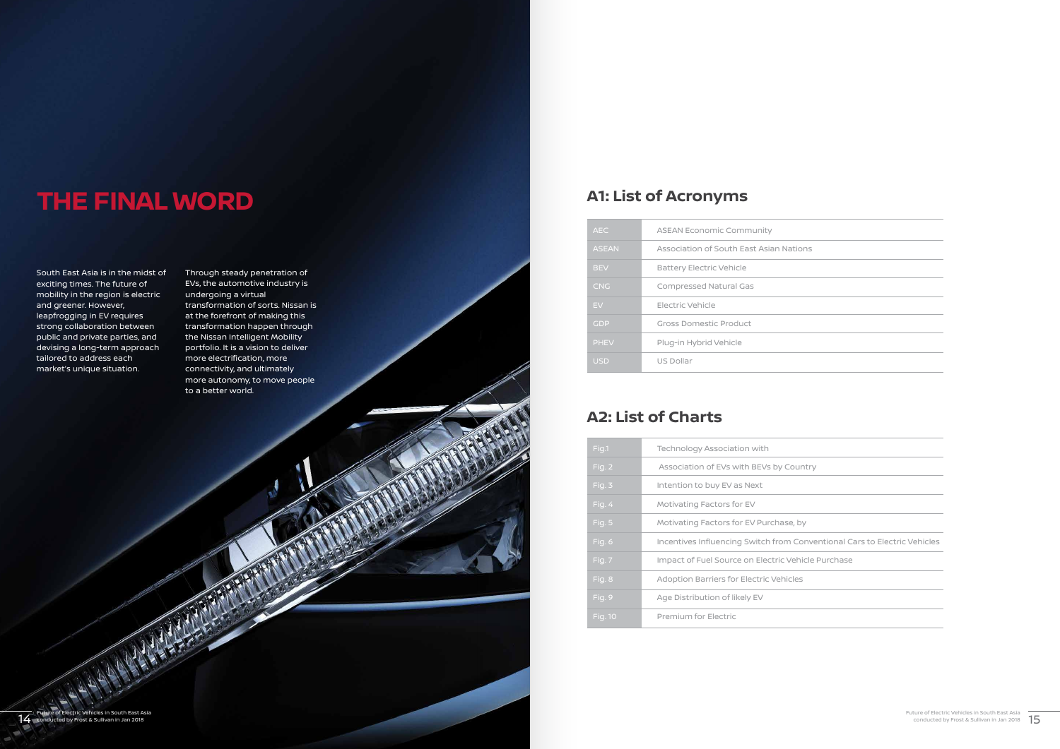# THE FINAL WORD

South East Asia is in the midst of exciting times. The future of mobility in the region is electric and greener. However, leapfrogging in EV requires strong collaboration between public and private parties, and devising a long-term approach tailored to address each market's unique situation.

Through steady penetration of EVs, the automotive industry is undergoing a virtual transformation of sorts. Nissan is at the forefront of making this transformation happen through the Nissan Intelligent Mobility portfolio. It is a vision to deliver more electrification, more connectivity, and ultimately more autonomy, to move people to a better world.

## A1: List of Acronyms

| | |
|---|---|
| AEC | ASEAN Economic Community |
| ASEAN | Association of South East Asian Nations |
| BEV | Battery Electric Vehicle |
| CNG | Compressed Natural Gas |
| EV | Electric Vehicle |
| GDP | Gross Domestic Product |
| PHEV | Plug-in Hybrid Vehicle |
| USD | US Dollar |

## A2: List of Charts

| | |
|---|---|
| Fig.1 | Technology Association with |
| Fig. 2 | Association of EVs with BEVs by Country |
| Fig. 3 | Intention to buy EV as Next |
| Fig. 4 | Motivating Factors for EV |
| Fig. 5 | Motivating Factors for EV Purchase, by |
| Fig. 6 | Incentives Influencing Switch from Conventional Cars to Electric Vehicles |
| Fig. 7 | Impact of Fuel Source on Electric Vehicle Purchase |
| Fig. 8 | Adoption Barriers for Electric Vehicles |
| Fig. 9 | Age Distribution of likely EV |
| Fig. 10 | Premium for Electric |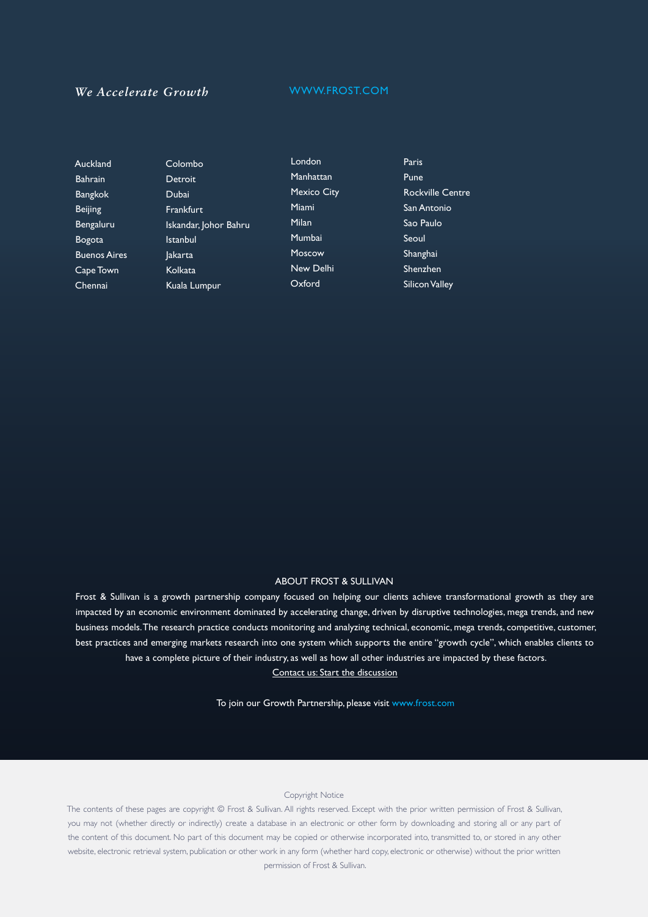*We Accelerate Growth*

WWW.FROST.COM

Auckland
Bahrain
Bangkok
Beijing
Bengaluru
Bogota
Buenos Aires
Cape Town
Chennai
Colombo
Detroit
Dubai
Frankfurt
Iskandar, Johor Bahru
Istanbul
Jakarta
Kolkata
Kuala Lumpur
London
Manhattan
Mexico City
Miami
Milan
Mumbai
Moscow
New Delhi
Oxford
Paris
Pune
Rockville Centre
San Antonio
Sao Paulo
Seoul
Shanghai
Shenzhen
Silicon Valley

## ABOUT FROST & SULLIVAN

Frost & Sullivan is a growth partnership company focused on helping our clients achieve transformational growth as they are impacted by an economic environment dominated by accelerating change, driven by disruptive technologies, mega trends, and new business models. The research practice conducts monitoring and analyzing technical, economic, mega trends, competitive, customer, best practices and emerging markets research into one system which supports the entire "growth cycle", which enables clients to have a complete picture of their industry, as well as how all other industries are impacted by these factors.

Contact us: Start the discussion

To join our Growth Partnership, please visit www.frost.com

Copyright Notice

The contents of these pages are copyright © Frost & Sullivan. All rights reserved. Except with the prior written permission of Frost & Sullivan, you may not (whether directly or indirectly) create a database in an electronic or other form by downloading and storing all or any part of the content of this document. No part of this document may be copied or otherwise incorporated into, transmitted to, or stored in any other website, electronic retrieval system, publication or other work in any form (whether hard copy, electronic or otherwise) without the prior written permission of Frost & Sullivan.